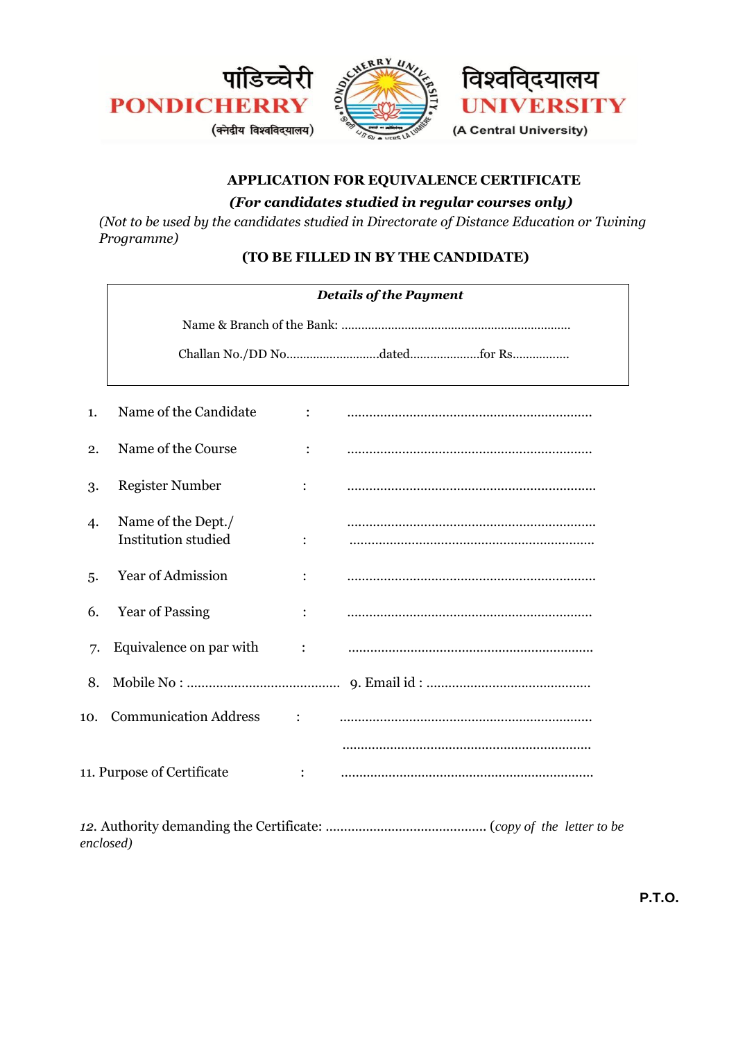पांडिच्चेरी विश्वविद्यालय
**PONDICHERRY UNIVERSITY**
(केन्द्रीय विश्वविद्यालय)
(A Central University)

## APPLICATION FOR EQUIVALENCE CERTIFICATE

***(For candidates studied in regular courses only)***

*(Not to be used by the candidates studied in Directorate of Distance Education or Twining Programme)*

**(TO BE FILLED IN BY THE CANDIDATE)**

***Details of the Payment***

Name & Branch of the Bank: ....................................................................

Challan No./DD No............................dated.....................for Rs.................

1. Name of the Candidate : ....................................................................
2. Name of the Course : ....................................................................
3. Register Number : ....................................................................
4. Name of the Dept./ Institution studied : .................................................................... ....................................................................
5. Year of Admission : ....................................................................
6. Year of Passing : ....................................................................
7. Equivalence on par with : ....................................................................
8. Mobile No : .......................................... 9. Email id : .............................................
10. Communication Address : .................................................................... ....................................................................
11. Purpose of Certificate : ....................................................................

*12.* Authority demanding the Certificate: ............................................ (*copy of the letter to be enclosed)*

**P.T.O.**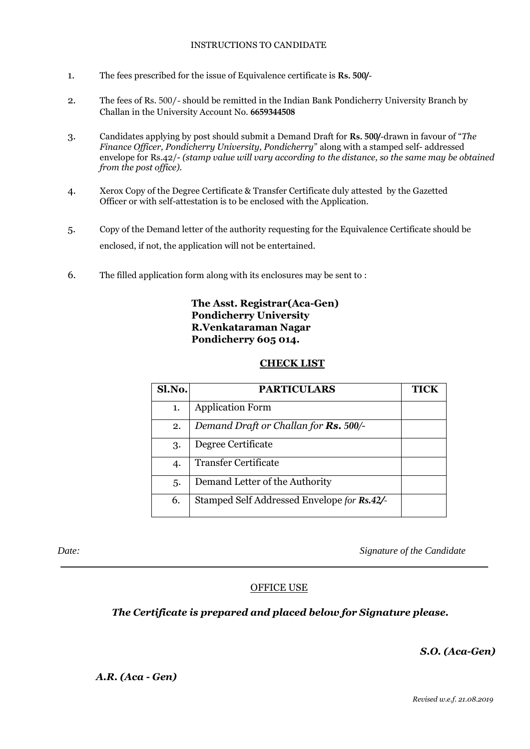INSTRUCTIONS TO CANDIDATE

1. The fees prescribed for the issue of Equivalence certificate is **Rs. 500/-**

2. The fees of Rs. 500/- should be remitted in the Indian Bank Pondicherry University Branch by Challan in the University Account No. **6659344508**

3. Candidates applying by post should submit a Demand Draft for **Rs. 500/-**drawn in favour of "*The Finance Officer, Pondicherry University, Pondicherry*" along with a stamped self- addressed envelope for Rs.42/- *(stamp value will vary according to the distance, so the same may be obtained from the post office).*

4. Xerox Copy of the Degree Certificate & Transfer Certificate duly attested by the Gazetted Officer or with self-attestation is to be enclosed with the Application.

5. Copy of the Demand letter of the authority requesting for the Equivalence Certificate should be enclosed, if not, the application will not be entertained.

6. The filled application form along with its enclosures may be sent to :

**The Asst. Registrar(Aca-Gen)**
**Pondicherry University**
**R.Venkataraman Nagar**
**Pondicherry 605 014.**

## CHECK LIST

| Sl.No. | PARTICULARS | TICK |
|---|---|---|
| 1. | Application Form | |
| 2. | *Demand Draft or Challan for **Rs.** 500/-* | |
| 3. | Degree Certificate | |
| 4. | Transfer Certificate | |
| 5. | Demand Letter of the Authority | |
| 6. | Stamped Self Addressed Envelope *for **Rs.42/-*** | |

*Date:* *Signature of the Candidate*

---

OFFICE USE

***The Certificate is prepared and placed below for Signature please.***

***S.O. (Aca-Gen)***

***A.R. (Aca - Gen)***

*Revised w.e.f. 21.08.2019*